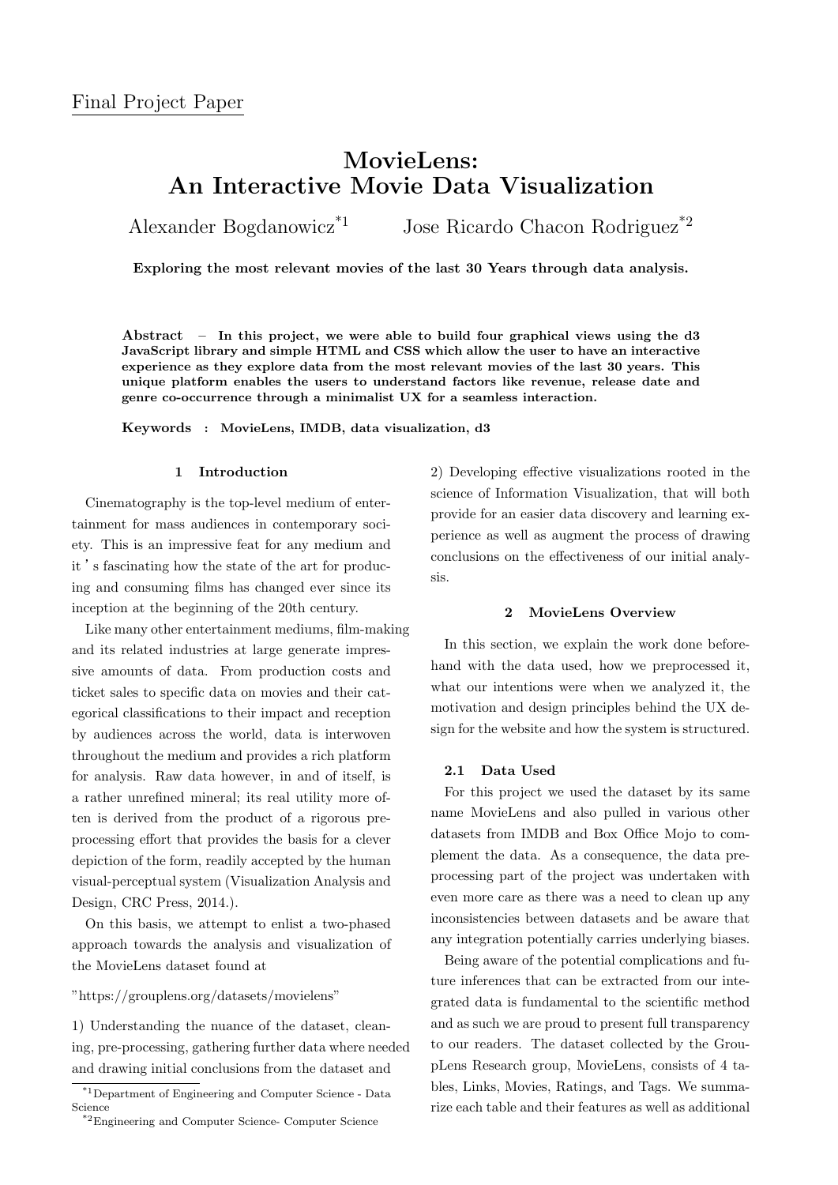Final Project Paper

# MovieLens: An Interactive Movie Data Visualization

Alexander Bogdanowicz[*1] Jose Ricardo Chacon Rodriguez[*2]

**Exploring the most relevant movies of the last 30 Years through data analysis.**

**Abstract** – **In this project, we were able to build four graphical views using the d3 JavaScript library and simple HTML and CSS which allow the user to have an interactive experience as they explore data from the most relevant movies of the last 30 years. This unique platform enables the users to understand factors like revenue, release date and genre co-occurrence through a minimalist UX for a seamless interaction.**

**Keywords** : **MovieLens, IMDB, data visualization, d3**

## 1 Introduction

Cinematography is the top-level medium of entertainment for mass audiences in contemporary society. This is an impressive feat for any medium and it's fascinating how the state of the art for producing and consuming films has changed ever since its inception at the beginning of the 20th century.

Like many other entertainment mediums, film-making and its related industries at large generate impressive amounts of data. From production costs and ticket sales to specific data on movies and their categorical classifications to their impact and reception by audiences across the world, data is interwoven throughout the medium and provides a rich platform for analysis. Raw data however, in and of itself, is a rather unrefined mineral; its real utility more often is derived from the product of a rigorous preprocessing effort that provides the basis for a clever depiction of the form, readily accepted by the human visual-perceptual system (Visualization Analysis and Design, CRC Press, 2014.).

On this basis, we attempt to enlist a two-phased approach towards the analysis and visualization of the MovieLens dataset found at

"https://grouplens.org/datasets/movielens"

1) Understanding the nuance of the dataset, cleaning, pre-processing, gathering further data where needed and drawing initial conclusions from the dataset and

2) Developing effective visualizations rooted in the science of Information Visualization, that will both provide for an easier data discovery and learning experience as well as augment the process of drawing conclusions on the effectiveness of our initial analysis.

## 2 MovieLens Overview

In this section, we explain the work done beforehand with the data used, how we preprocessed it, what our intentions were when we analyzed it, the motivation and design principles behind the UX design for the website and how the system is structured.

### 2.1 Data Used

For this project we used the dataset by its same name MovieLens and also pulled in various other datasets from IMDB and Box Office Mojo to complement the data. As a consequence, the data preprocessing part of the project was undertaken with even more care as there was a need to clean up any inconsistencies between datasets and be aware that any integration potentially carries underlying biases.

Being aware of the potential complications and future inferences that can be extracted from our integrated data is fundamental to the scientific method and as such we are proud to present full transparency to our readers. The dataset collected by the GroupLens Research group, MovieLens, consists of 4 tables, Links, Movies, Ratings, and Tags. We summarize each table and their features as well as additional

[*1]Department of Engineering and Computer Science - Data Science

[*2]Engineering and Computer Science- Computer Science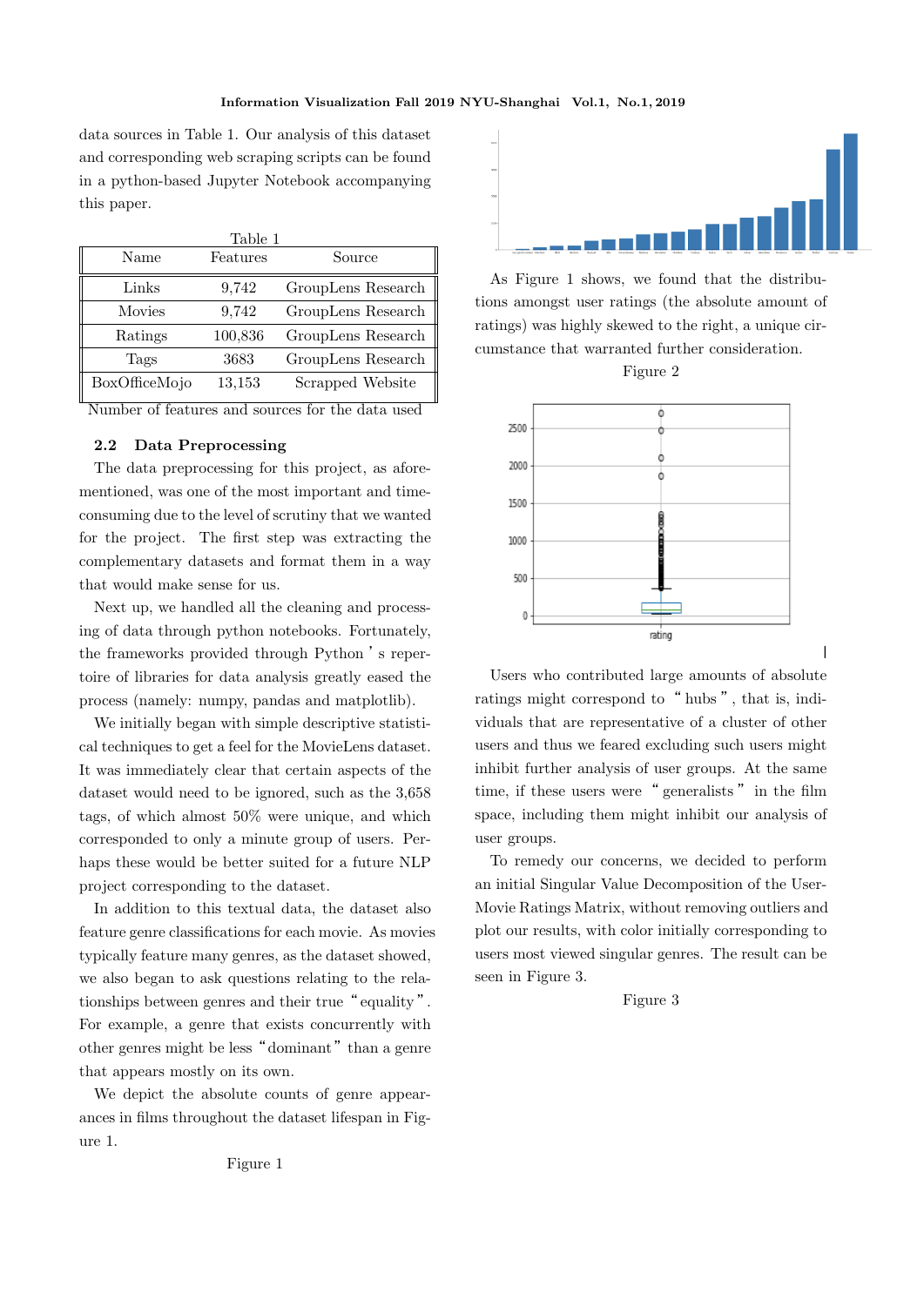data sources in Table 1. Our analysis of this dataset and corresponding web scraping scripts can be found in a python-based Jupyter Notebook accompanying this paper.

Table 1

| Name | Features | Source |
|---|---|---|
| Links | 9,742 | GroupLens Research |
| Movies | 9,742 | GroupLens Research |
| Ratings | 100,836 | GroupLens Research |
| Tags | 3683 | GroupLens Research |
| BoxOfficeMojo | 13,153 | Scrapped Website |

Number of features and sources for the data used

### 2.2 Data Preprocessing

The data preprocessing for this project, as aforementioned, was one of the most important and time-consuming due to the level of scrutiny that we wanted for the project. The first step was extracting the complementary datasets and format them in a way that would make sense for us.

Next up, we handled all the cleaning and processing of data through python notebooks. Fortunately, the frameworks provided through Python's repertoire of libraries for data analysis greatly eased the process (namely: numpy, pandas and matplotlib).

We initially began with simple descriptive statistical techniques to get a feel for the MovieLens dataset. It was immediately clear that certain aspects of the dataset would need to be ignored, such as the 3,658 tags, of which almost 50% were unique, and which corresponded to only a minute group of users. Perhaps these would be better suited for a future NLP project corresponding to the dataset.

In addition to this textual data, the dataset also feature genre classifications for each movie. As movies typically feature many genres, as the dataset showed, we also began to ask questions relating to the relationships between genres and their true "equality". For example, a genre that exists concurrently with other genres might be less "dominant" than a genre that appears mostly on its own.

We depict the absolute counts of genre appearances in films throughout the dataset lifespan in Figure 1.

Figure 1

As Figure 1 shows, we found that the distributions amongst user ratings (the absolute amount of ratings) was highly skewed to the right, a unique circumstance that warranted further consideration.

Figure 2

Users who contributed large amounts of absolute ratings might correspond to "hubs", that is, individuals that are representative of a cluster of other users and thus we feared excluding such users might inhibit further analysis of user groups. At the same time, if these users were "generalists" in the film space, including them might inhibit our analysis of user groups.

To remedy our concerns, we decided to perform an initial Singular Value Decomposition of the User-Movie Ratings Matrix, without removing outliers and plot our results, with color initially corresponding to users most viewed singular genres. The result can be seen in Figure 3.

Figure 3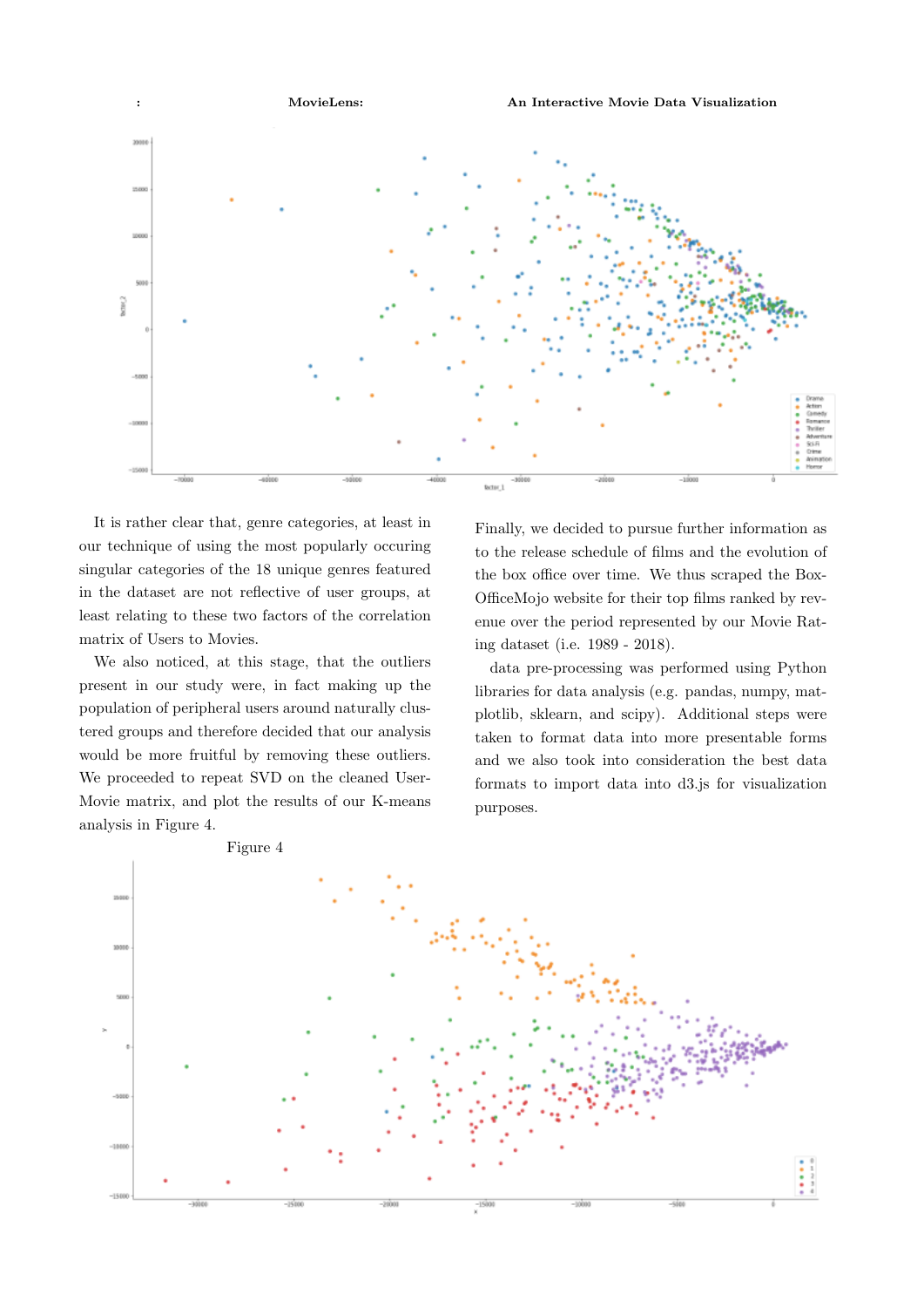It is rather clear that, genre categories, at least in our technique of using the most popularly occuring singular categories of the 18 unique genres featured in the dataset are not reflective of user groups, at least relating to these two factors of the correlation matrix of Users to Movies.

We also noticed, at this stage, that the outliers present in our study were, in fact making up the population of peripheral users around naturally clustered groups and therefore decided that our analysis would be more fruitful by removing these outliers. We proceeded to repeat SVD on the cleaned User-Movie matrix, and plot the results of our K-means analysis in Figure 4.

Figure 4

Finally, we decided to pursue further information as to the release schedule of films and the evolution of the box office over time. We thus scraped the BoxOfficeMojo website for their top films ranked by revenue over the period represented by our Movie Rating dataset (i.e. 1989 - 2018).

data pre-processing was performed using Python libraries for data analysis (e.g. pandas, numpy, matplotlib, sklearn, and scipy). Additional steps were taken to format data into more presentable forms and we also took into consideration the best data formats to import data into d3.js for visualization purposes.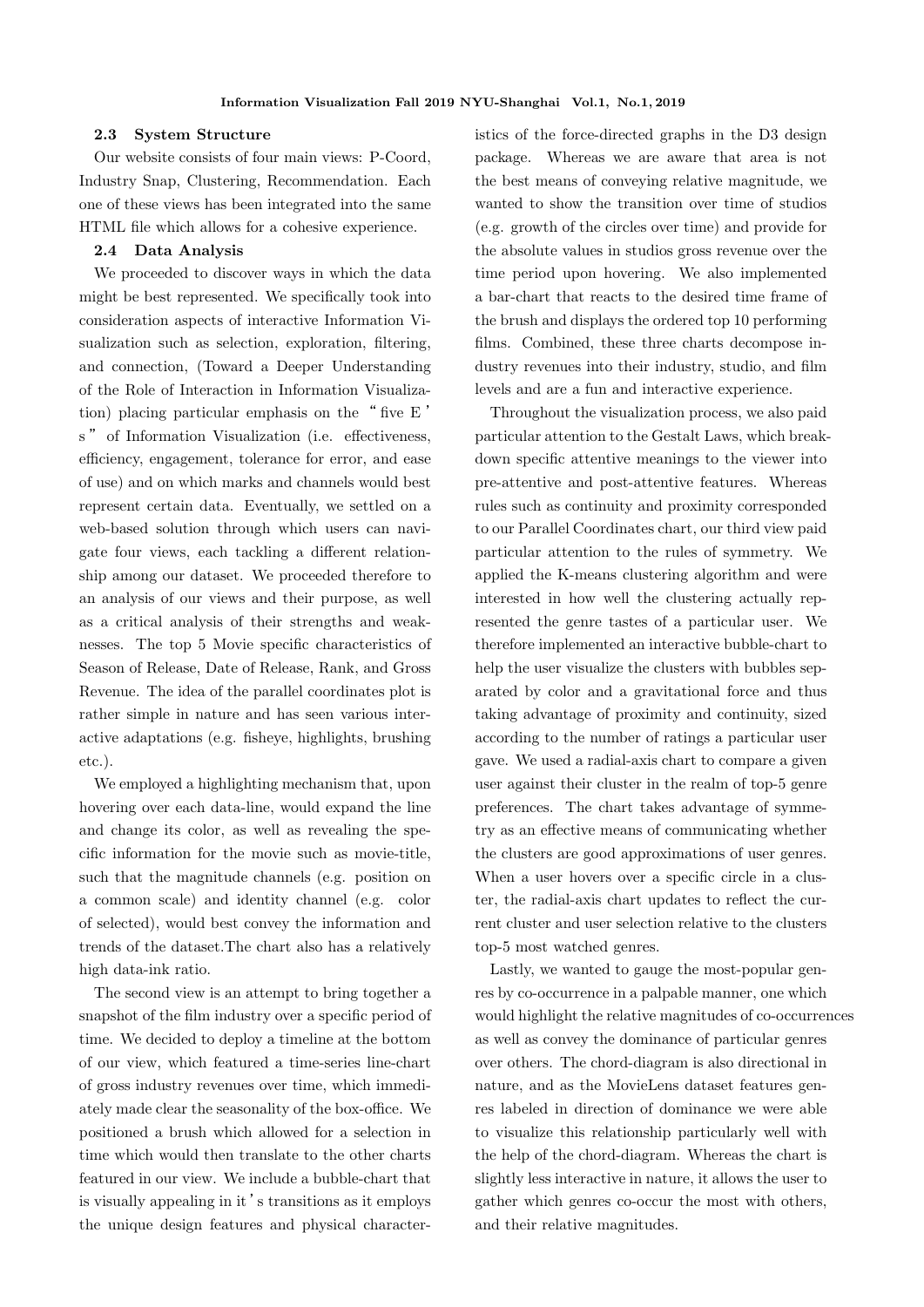### 2.3 System Structure

Our website consists of four main views: P-Coord, Industry Snap, Clustering, Recommendation. Each one of these views has been integrated into the same HTML file which allows for a cohesive experience.

### 2.4 Data Analysis

We proceeded to discover ways in which the data might be best represented. We specifically took into consideration aspects of interactive Information Visualization such as selection, exploration, filtering, and connection, (Toward a Deeper Understanding of the Role of Interaction in Information Visualization) placing particular emphasis on the "five E's" of Information Visualization (i.e. effectiveness, efficiency, engagement, tolerance for error, and ease of use) and on which marks and channels would best represent certain data. Eventually, we settled on a web-based solution through which users can navigate four views, each tackling a different relationship among our dataset. We proceeded therefore to an analysis of our views and their purpose, as well as a critical analysis of their strengths and weaknesses. The top 5 Movie specific characteristics of Season of Release, Date of Release, Rank, and Gross Revenue. The idea of the parallel coordinates plot is rather simple in nature and has seen various interactive adaptations (e.g. fisheye, highlights, brushing etc.).

We employed a highlighting mechanism that, upon hovering over each data-line, would expand the line and change its color, as well as revealing the specific information for the movie such as movie-title, such that the magnitude channels (e.g. position on a common scale) and identity channel (e.g. color of selected), would best convey the information and trends of the dataset.The chart also has a relatively high data-ink ratio.

The second view is an attempt to bring together a snapshot of the film industry over a specific period of time. We decided to deploy a timeline at the bottom of our view, which featured a time-series line-chart of gross industry revenues over time, which immediately made clear the seasonality of the box-office. We positioned a brush which allowed for a selection in time which would then translate to the other charts featured in our view. We include a bubble-chart that is visually appealing in it's transitions as it employs the unique design features and physical characteristics of the force-directed graphs in the D3 design package. Whereas we are aware that area is not the best means of conveying relative magnitude, we wanted to show the transition over time of studios (e.g. growth of the circles over time) and provide for the absolute values in studios gross revenue over the time period upon hovering. We also implemented a bar-chart that reacts to the desired time frame of the brush and displays the ordered top 10 performing films. Combined, these three charts decompose industry revenues into their industry, studio, and film levels and are a fun and interactive experience.

Throughout the visualization process, we also paid particular attention to the Gestalt Laws, which breakdown specific attentive meanings to the viewer into pre-attentive and post-attentive features. Whereas rules such as continuity and proximity corresponded to our Parallel Coordinates chart, our third view paid particular attention to the rules of symmetry. We applied the K-means clustering algorithm and were interested in how well the clustering actually represented the genre tastes of a particular user. We therefore implemented an interactive bubble-chart to help the user visualize the clusters with bubbles separated by color and a gravitational force and thus taking advantage of proximity and continuity, sized according to the number of ratings a particular user gave. We used a radial-axis chart to compare a given user against their cluster in the realm of top-5 genre preferences. The chart takes advantage of symmetry as an effective means of communicating whether the clusters are good approximations of user genres. When a user hovers over a specific circle in a cluster, the radial-axis chart updates to reflect the current cluster and user selection relative to the clusters top-5 most watched genres.

Lastly, we wanted to gauge the most-popular genres by co-occurrence in a palpable manner, one which would highlight the relative magnitudes of co-occurrences as well as convey the dominance of particular genres over others. The chord-diagram is also directional in nature, and as the MovieLens dataset features genres labeled in direction of dominance we were able to visualize this relationship particularly well with the help of the chord-diagram. Whereas the chart is slightly less interactive in nature, it allows the user to gather which genres co-occur the most with others, and their relative magnitudes.